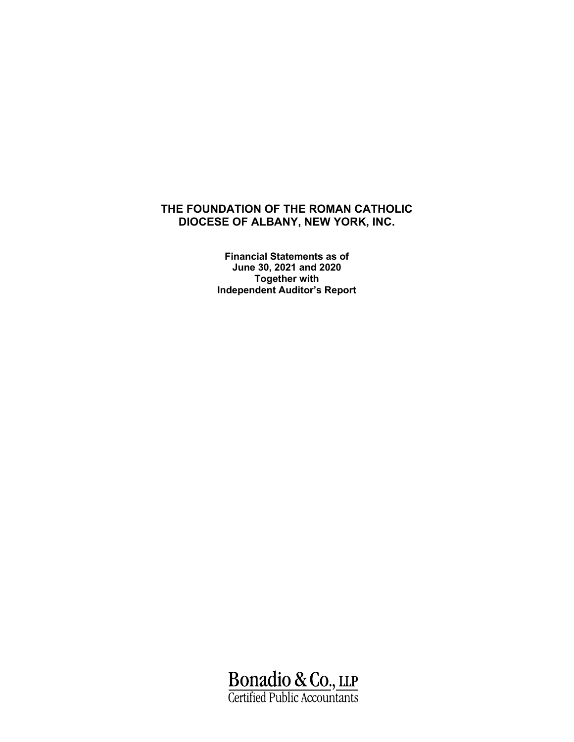# THE FOUNDATION OF THE ROMAN CATHOLIC DIOCESE OF ALBANY, NEW YORK, INC.

**Financial Statements as of**
**June 30, 2021 and 2020**
**Together with**
**Independent Auditor's Report**

Bonadio & Co., LLP
Certified Public Accountants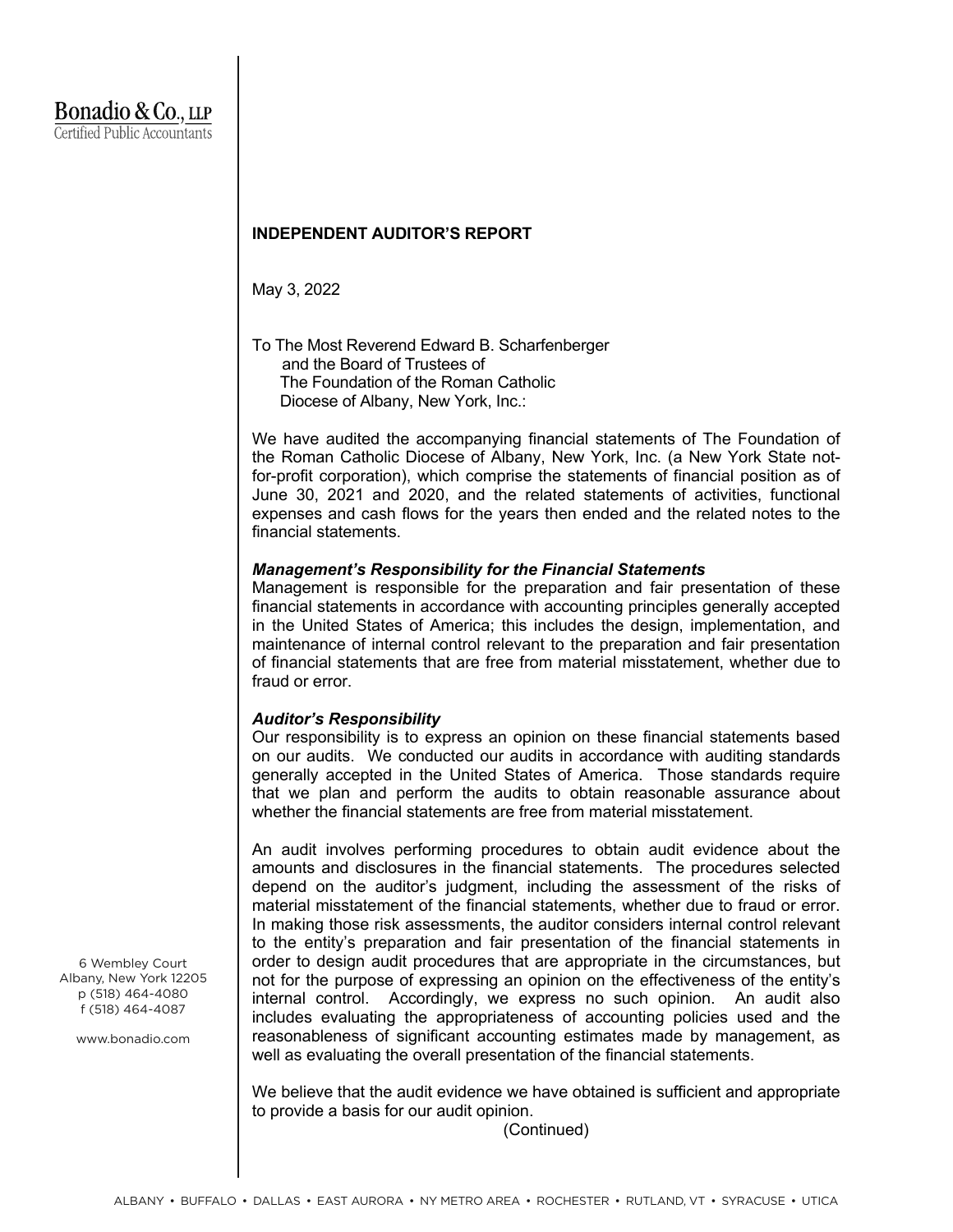Bonadio & Co., LLP
Certified Public Accountants

## INDEPENDENT AUDITOR'S REPORT

May 3, 2022

To The Most Reverend Edward B. Scharfenberger
and the Board of Trustees of
The Foundation of the Roman Catholic
Diocese of Albany, New York, Inc.:

We have audited the accompanying financial statements of The Foundation of the Roman Catholic Diocese of Albany, New York, Inc. (a New York State not-for-profit corporation), which comprise the statements of financial position as of June 30, 2021 and 2020, and the related statements of activities, functional expenses and cash flows for the years then ended and the related notes to the financial statements.

### *Management's Responsibility for the Financial Statements*

Management is responsible for the preparation and fair presentation of these financial statements in accordance with accounting principles generally accepted in the United States of America; this includes the design, implementation, and maintenance of internal control relevant to the preparation and fair presentation of financial statements that are free from material misstatement, whether due to fraud or error.

### *Auditor's Responsibility*

Our responsibility is to express an opinion on these financial statements based on our audits. We conducted our audits in accordance with auditing standards generally accepted in the United States of America. Those standards require that we plan and perform the audits to obtain reasonable assurance about whether the financial statements are free from material misstatement.

An audit involves performing procedures to obtain audit evidence about the amounts and disclosures in the financial statements. The procedures selected depend on the auditor's judgment, including the assessment of the risks of material misstatement of the financial statements, whether due to fraud or error. In making those risk assessments, the auditor considers internal control relevant to the entity's preparation and fair presentation of the financial statements in order to design audit procedures that are appropriate in the circumstances, but not for the purpose of expressing an opinion on the effectiveness of the entity's internal control. Accordingly, we express no such opinion. An audit also includes evaluating the appropriateness of accounting policies used and the reasonableness of significant accounting estimates made by management, as well as evaluating the overall presentation of the financial statements.

We believe that the audit evidence we have obtained is sufficient and appropriate to provide a basis for our audit opinion.

(Continued)

6 Wembley Court
Albany, New York 12205
p (518) 464-4080
f (518) 464-4087

www.bonadio.com

ALBANY • BUFFALO • DALLAS • EAST AURORA • NY METRO AREA • ROCHESTER • RUTLAND, VT • SYRACUSE • UTICA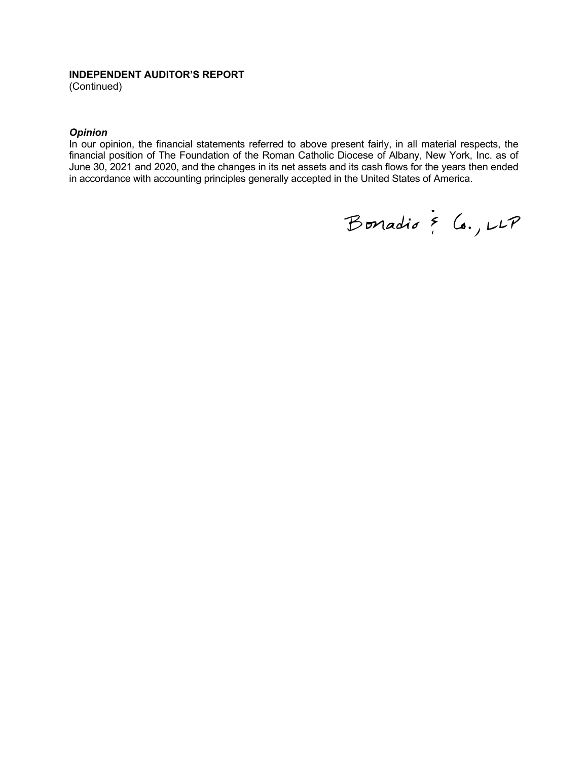**INDEPENDENT AUDITOR'S REPORT**
(Continued)

***Opinion***
In our opinion, the financial statements referred to above present fairly, in all material respects, the financial position of The Foundation of the Roman Catholic Diocese of Albany, New York, Inc. as of June 30, 2021 and 2020, and the changes in its net assets and its cash flows for the years then ended in accordance with accounting principles generally accepted in the United States of America.

Bonadio & Co., LLP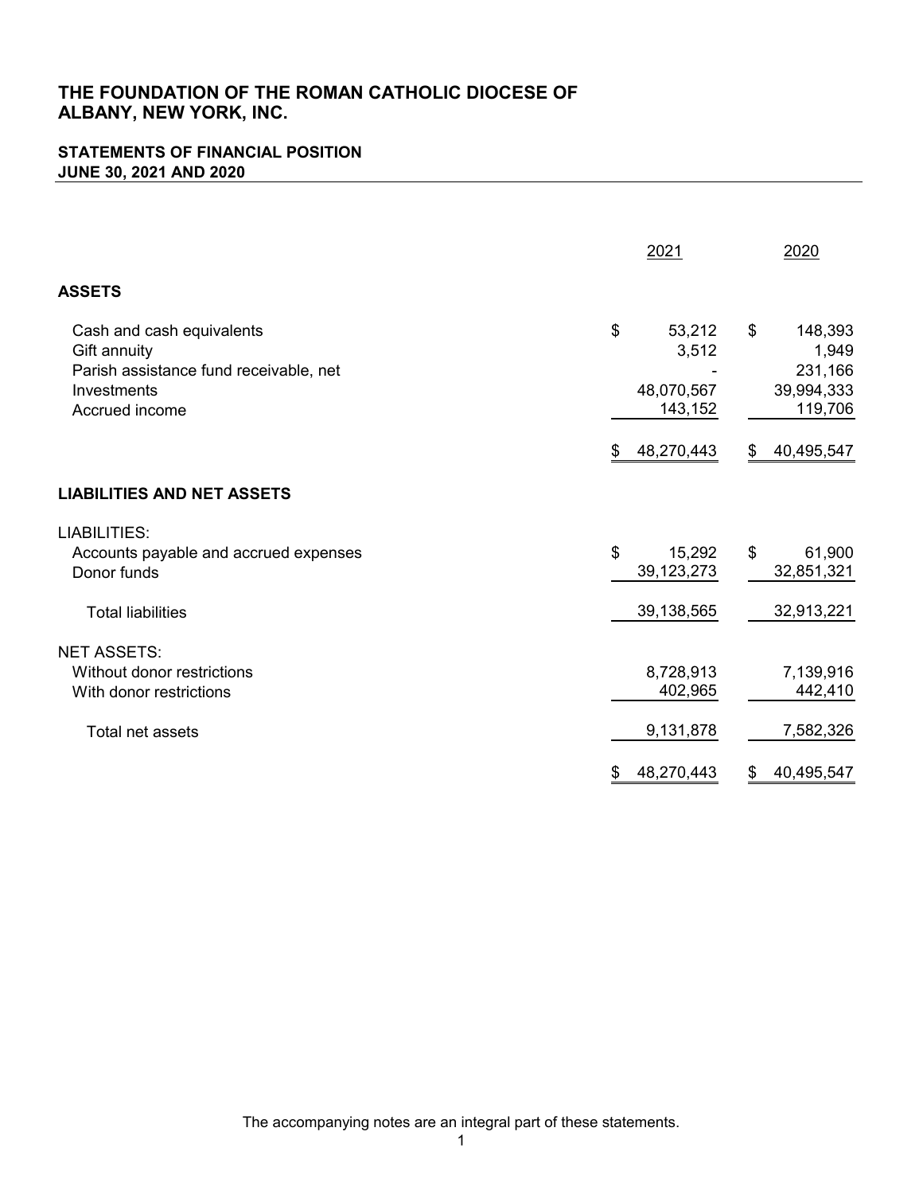# THE FOUNDATION OF THE ROMAN CATHOLIC DIOCESE OF ALBANY, NEW YORK, INC.

## STATEMENTS OF FINANCIAL POSITION
## JUNE 30, 2021 AND 2020

| | 2021 | 2020 |
|---|---|---|
| **ASSETS** | | |
| Cash and cash equivalents | $ 53,212 | $ 148,393 |
| Gift annuity | 3,512 | 1,949 |
| Parish assistance fund receivable, net | - | 231,166 |
| Investments | 48,070,567 | 39,994,333 |
| Accrued income | 143,152 | 119,706 |
| | $ 48,270,443 | $ 40,495,547 |
| **LIABILITIES AND NET ASSETS** | | |
| LIABILITIES: | | |
| Accounts payable and accrued expenses | $ 15,292 | $ 61,900 |
| Donor funds | 39,123,273 | 32,851,321 |
| Total liabilities | 39,138,565 | 32,913,221 |
| NET ASSETS: | | |
| Without donor restrictions | 8,728,913 | 7,139,916 |
| With donor restrictions | 402,965 | 442,410 |
| Total net assets | 9,131,878 | 7,582,326 |
| | $ 48,270,443 | $ 40,495,547 |

The accompanying notes are an integral part of these statements.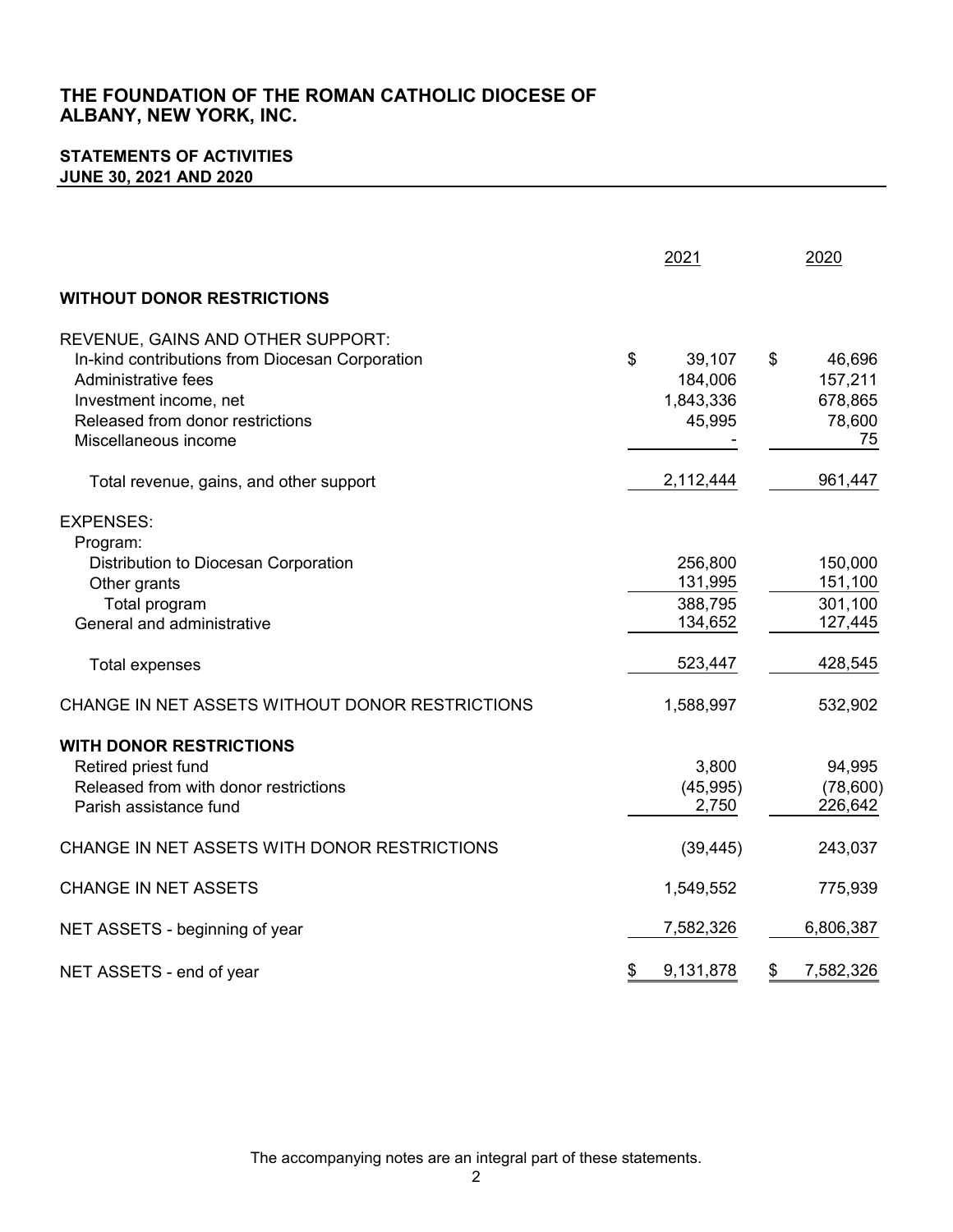# THE FOUNDATION OF THE ROMAN CATHOLIC DIOCESE OF ALBANY, NEW YORK, INC.

## STATEMENTS OF ACTIVITIES
## JUNE 30, 2021 AND 2020

| | 2021 | 2020 |
|---|---|---|
| **WITHOUT DONOR RESTRICTIONS** | | |
| REVENUE, GAINS AND OTHER SUPPORT: | | |
| In-kind contributions from Diocesan Corporation | $ 39,107 | $ 46,696 |
| Administrative fees | 184,006 | 157,211 |
| Investment income, net | 1,843,336 | 678,865 |
| Released from donor restrictions | 45,995 | 78,600 |
| Miscellaneous income | - | 75 |
| Total revenue, gains, and other support | 2,112,444 | 961,447 |
| EXPENSES: | | |
| Program: | | |
| Distribution to Diocesan Corporation | 256,800 | 150,000 |
| Other grants | 131,995 | 151,100 |
| Total program | 388,795 | 301,100 |
| General and administrative | 134,652 | 127,445 |
| Total expenses | 523,447 | 428,545 |
| CHANGE IN NET ASSETS WITHOUT DONOR RESTRICTIONS | 1,588,997 | 532,902 |
| **WITH DONOR RESTRICTIONS** | | |
| Retired priest fund | 3,800 | 94,995 |
| Released from with donor restrictions | (45,995) | (78,600) |
| Parish assistance fund | 2,750 | 226,642 |
| CHANGE IN NET ASSETS WITH DONOR RESTRICTIONS | (39,445) | 243,037 |
| CHANGE IN NET ASSETS | 1,549,552 | 775,939 |
| NET ASSETS - beginning of year | 7,582,326 | 6,806,387 |
| NET ASSETS - end of year | $ 9,131,878 | $ 7,582,326 |

The accompanying notes are an integral part of these statements.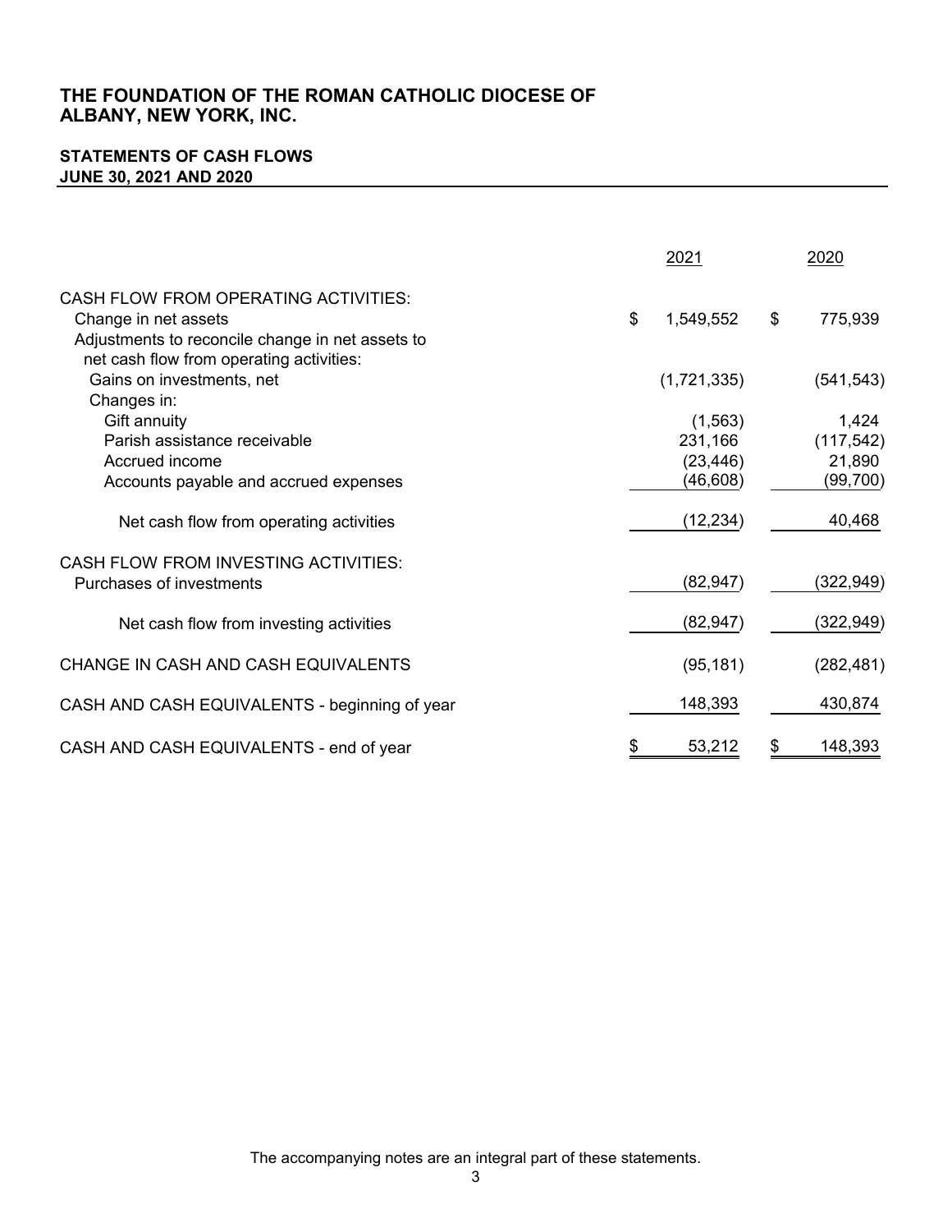# THE FOUNDATION OF THE ROMAN CATHOLIC DIOCESE OF ALBANY, NEW YORK, INC.

## STATEMENTS OF CASH FLOWS
## JUNE 30, 2021 AND 2020

| | 2021 | 2020 |
|---|---|---|
| CASH FLOW FROM OPERATING ACTIVITIES: | | |
| Change in net assets | $ 1,549,552 | $ 775,939 |
| Adjustments to reconcile change in net assets to net cash flow from operating activities: | | |
| Gains on investments, net | (1,721,335) | (541,543) |
| Changes in: | | |
| Gift annuity | (1,563) | 1,424 |
| Parish assistance receivable | 231,166 | (117,542) |
| Accrued income | (23,446) | 21,890 |
| Accounts payable and accrued expenses | (46,608) | (99,700) |
| Net cash flow from operating activities | (12,234) | 40,468 |
| CASH FLOW FROM INVESTING ACTIVITIES: | | |
| Purchases of investments | (82,947) | (322,949) |
| Net cash flow from investing activities | (82,947) | (322,949) |
| CHANGE IN CASH AND CASH EQUIVALENTS | (95,181) | (282,481) |
| CASH AND CASH EQUIVALENTS - beginning of year | 148,393 | 430,874 |
| CASH AND CASH EQUIVALENTS - end of year | $ 53,212 | $ 148,393 |

The accompanying notes are an integral part of these statements.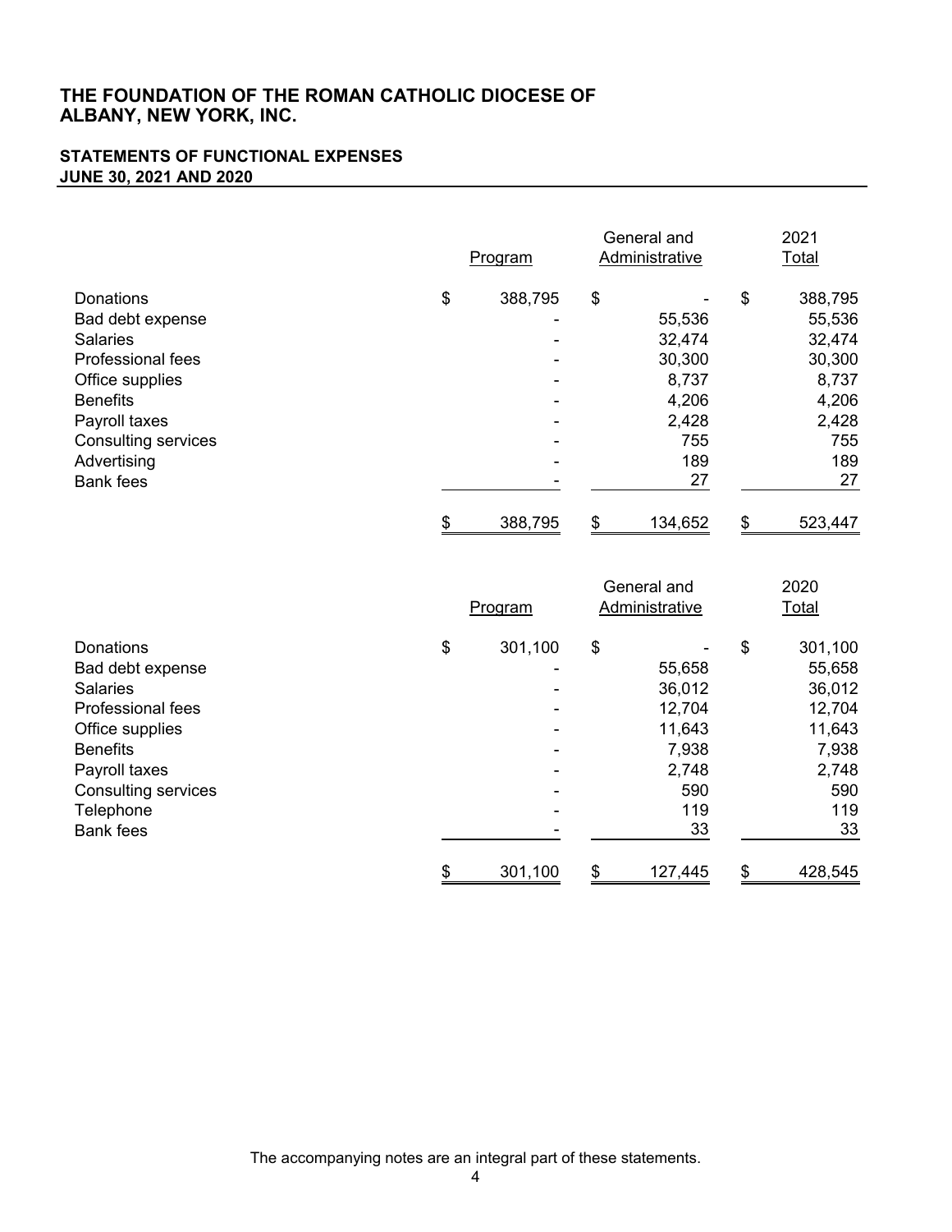# THE FOUNDATION OF THE ROMAN CATHOLIC DIOCESE OF ALBANY, NEW YORK, INC.

## STATEMENTS OF FUNCTIONAL EXPENSES
## JUNE 30, 2021 AND 2020

| | Program | General and Administrative | 2021 Total |
|---|---|---|---|
| Donations | $ 388,795 | $ - | $ 388,795 |
| Bad debt expense | - | 55,536 | 55,536 |
| Salaries | - | 32,474 | 32,474 |
| Professional fees | - | 30,300 | 30,300 |
| Office supplies | - | 8,737 | 8,737 |
| Benefits | - | 4,206 | 4,206 |
| Payroll taxes | - | 2,428 | 2,428 |
| Consulting services | - | 755 | 755 |
| Advertising | - | 189 | 189 |
| Bank fees | - | 27 | 27 |
| | $ 388,795 | $ 134,652 | $ 523,447 |

| | Program | General and Administrative | 2020 Total |
|---|---|---|---|
| Donations | $ 301,100 | $ - | $ 301,100 |
| Bad debt expense | - | 55,658 | 55,658 |
| Salaries | - | 36,012 | 36,012 |
| Professional fees | - | 12,704 | 12,704 |
| Office supplies | - | 11,643 | 11,643 |
| Benefits | - | 7,938 | 7,938 |
| Payroll taxes | - | 2,748 | 2,748 |
| Consulting services | - | 590 | 590 |
| Telephone | - | 119 | 119 |
| Bank fees | - | 33 | 33 |
| | $ 301,100 | $ 127,445 | $ 428,545 |

The accompanying notes are an integral part of these statements.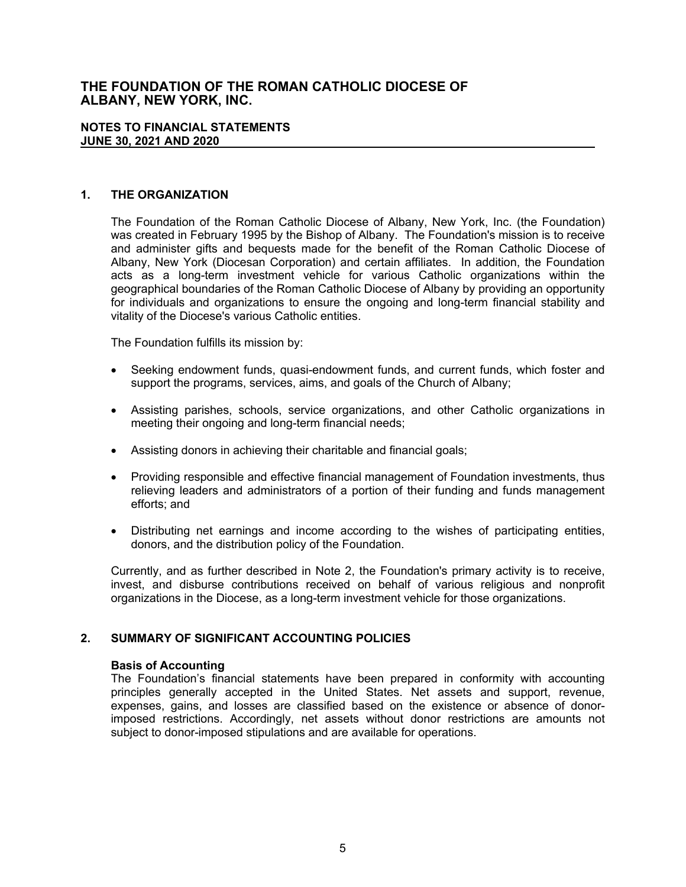# THE FOUNDATION OF THE ROMAN CATHOLIC DIOCESE OF ALBANY, NEW YORK, INC.

**NOTES TO FINANCIAL STATEMENTS**
**JUNE 30, 2021 AND 2020**

## 1. THE ORGANIZATION

The Foundation of the Roman Catholic Diocese of Albany, New York, Inc. (the Foundation) was created in February 1995 by the Bishop of Albany. The Foundation's mission is to receive and administer gifts and bequests made for the benefit of the Roman Catholic Diocese of Albany, New York (Diocesan Corporation) and certain affiliates. In addition, the Foundation acts as a long-term investment vehicle for various Catholic organizations within the geographical boundaries of the Roman Catholic Diocese of Albany by providing an opportunity for individuals and organizations to ensure the ongoing and long-term financial stability and vitality of the Diocese's various Catholic entities.

The Foundation fulfills its mission by:

- Seeking endowment funds, quasi-endowment funds, and current funds, which foster and support the programs, services, aims, and goals of the Church of Albany;
- Assisting parishes, schools, service organizations, and other Catholic organizations in meeting their ongoing and long-term financial needs;
- Assisting donors in achieving their charitable and financial goals;
- Providing responsible and effective financial management of Foundation investments, thus relieving leaders and administrators of a portion of their funding and funds management efforts; and
- Distributing net earnings and income according to the wishes of participating entities, donors, and the distribution policy of the Foundation.

Currently, and as further described in Note 2, the Foundation's primary activity is to receive, invest, and disburse contributions received on behalf of various religious and nonprofit organizations in the Diocese, as a long-term investment vehicle for those organizations.

## 2. SUMMARY OF SIGNIFICANT ACCOUNTING POLICIES

### Basis of Accounting

The Foundation's financial statements have been prepared in conformity with accounting principles generally accepted in the United States. Net assets and support, revenue, expenses, gains, and losses are classified based on the existence or absence of donor-imposed restrictions. Accordingly, net assets without donor restrictions are amounts not subject to donor-imposed stipulations and are available for operations.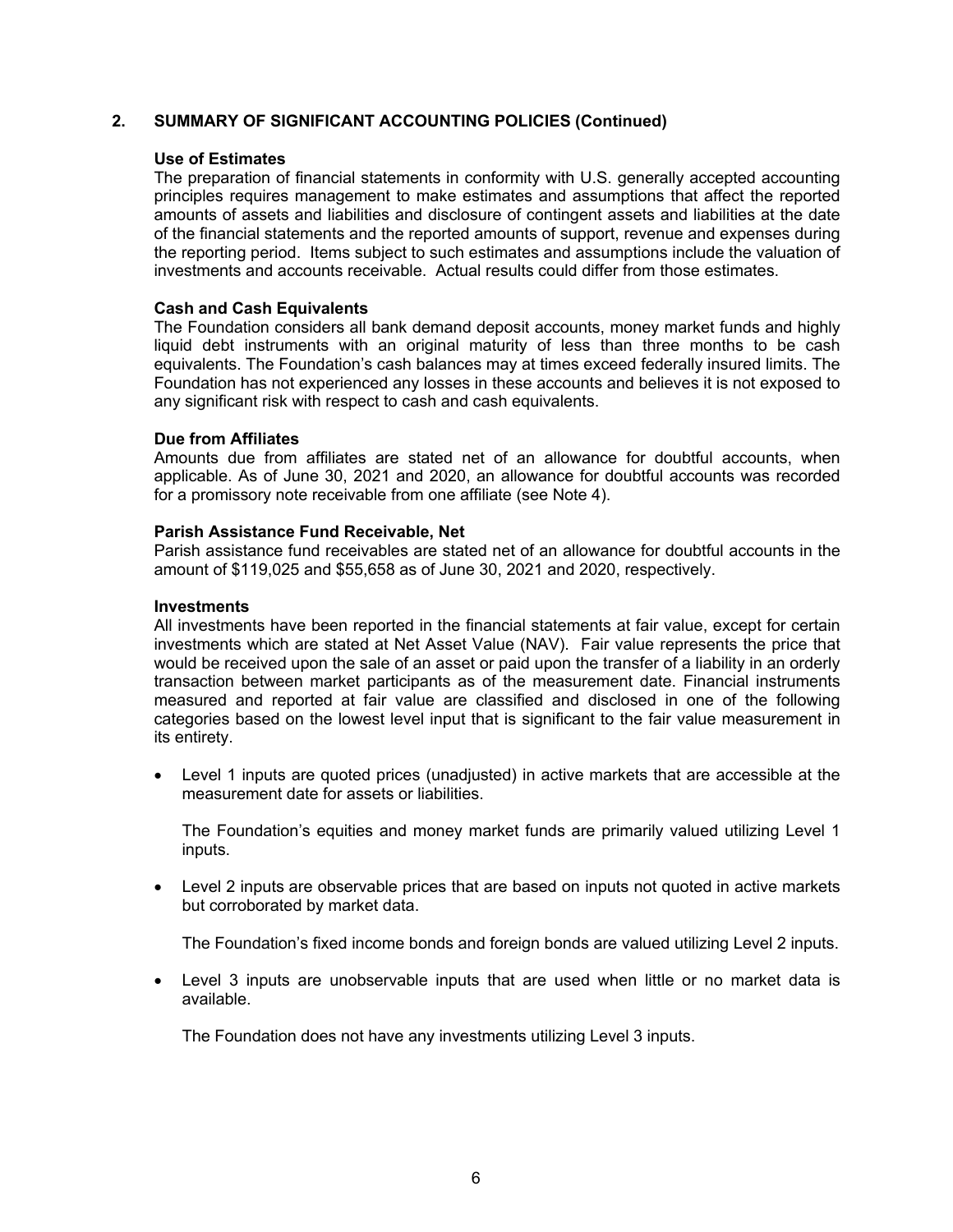## 2. SUMMARY OF SIGNIFICANT ACCOUNTING POLICIES (Continued)

### Use of Estimates

The preparation of financial statements in conformity with U.S. generally accepted accounting principles requires management to make estimates and assumptions that affect the reported amounts of assets and liabilities and disclosure of contingent assets and liabilities at the date of the financial statements and the reported amounts of support, revenue and expenses during the reporting period. Items subject to such estimates and assumptions include the valuation of investments and accounts receivable. Actual results could differ from those estimates.

### Cash and Cash Equivalents

The Foundation considers all bank demand deposit accounts, money market funds and highly liquid debt instruments with an original maturity of less than three months to be cash equivalents. The Foundation's cash balances may at times exceed federally insured limits. The Foundation has not experienced any losses in these accounts and believes it is not exposed to any significant risk with respect to cash and cash equivalents.

### Due from Affiliates

Amounts due from affiliates are stated net of an allowance for doubtful accounts, when applicable. As of June 30, 2021 and 2020, an allowance for doubtful accounts was recorded for a promissory note receivable from one affiliate (see Note 4).

### Parish Assistance Fund Receivable, Net

Parish assistance fund receivables are stated net of an allowance for doubtful accounts in the amount of $119,025 and $55,658 as of June 30, 2021 and 2020, respectively.

### Investments

All investments have been reported in the financial statements at fair value, except for certain investments which are stated at Net Asset Value (NAV). Fair value represents the price that would be received upon the sale of an asset or paid upon the transfer of a liability in an orderly transaction between market participants as of the measurement date. Financial instruments measured and reported at fair value are classified and disclosed in one of the following categories based on the lowest level input that is significant to the fair value measurement in its entirety.

- Level 1 inputs are quoted prices (unadjusted) in active markets that are accessible at the measurement date for assets or liabilities.

  The Foundation's equities and money market funds are primarily valued utilizing Level 1 inputs.

- Level 2 inputs are observable prices that are based on inputs not quoted in active markets but corroborated by market data.

  The Foundation's fixed income bonds and foreign bonds are valued utilizing Level 2 inputs.

- Level 3 inputs are unobservable inputs that are used when little or no market data is available.

  The Foundation does not have any investments utilizing Level 3 inputs.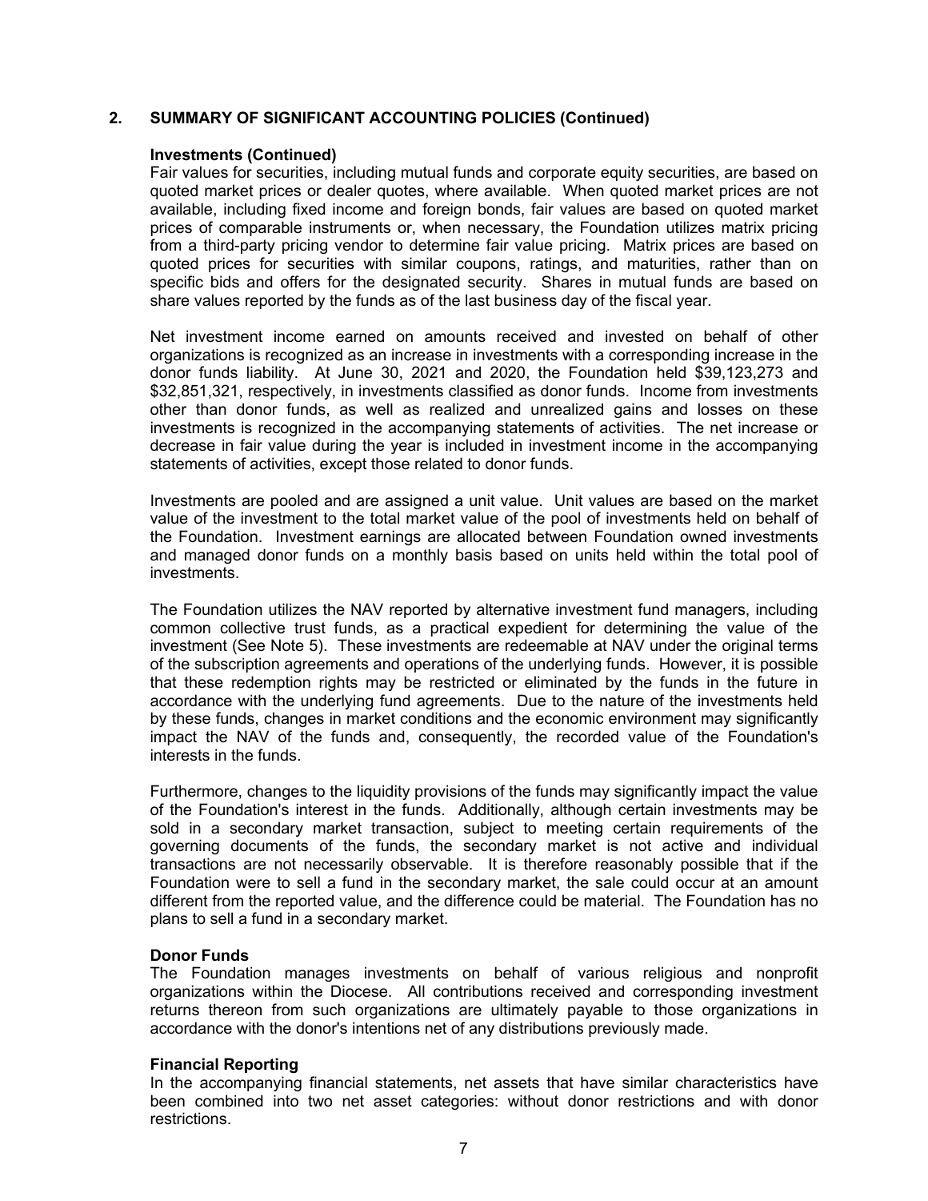## 2. SUMMARY OF SIGNIFICANT ACCOUNTING POLICIES (Continued)

### Investments (Continued)

Fair values for securities, including mutual funds and corporate equity securities, are based on quoted market prices or dealer quotes, where available. When quoted market prices are not available, including fixed income and foreign bonds, fair values are based on quoted market prices of comparable instruments or, when necessary, the Foundation utilizes matrix pricing from a third-party pricing vendor to determine fair value pricing. Matrix prices are based on quoted prices for securities with similar coupons, ratings, and maturities, rather than on specific bids and offers for the designated security. Shares in mutual funds are based on share values reported by the funds as of the last business day of the fiscal year.

Net investment income earned on amounts received and invested on behalf of other organizations is recognized as an increase in investments with a corresponding increase in the donor funds liability. At June 30, 2021 and 2020, the Foundation held $39,123,273 and $32,851,321, respectively, in investments classified as donor funds. Income from investments other than donor funds, as well as realized and unrealized gains and losses on these investments is recognized in the accompanying statements of activities. The net increase or decrease in fair value during the year is included in investment income in the accompanying statements of activities, except those related to donor funds.

Investments are pooled and are assigned a unit value. Unit values are based on the market value of the investment to the total market value of the pool of investments held on behalf of the Foundation. Investment earnings are allocated between Foundation owned investments and managed donor funds on a monthly basis based on units held within the total pool of investments.

The Foundation utilizes the NAV reported by alternative investment fund managers, including common collective trust funds, as a practical expedient for determining the value of the investment (See Note 5). These investments are redeemable at NAV under the original terms of the subscription agreements and operations of the underlying funds. However, it is possible that these redemption rights may be restricted or eliminated by the funds in the future in accordance with the underlying fund agreements. Due to the nature of the investments held by these funds, changes in market conditions and the economic environment may significantly impact the NAV of the funds and, consequently, the recorded value of the Foundation's interests in the funds.

Furthermore, changes to the liquidity provisions of the funds may significantly impact the value of the Foundation's interest in the funds. Additionally, although certain investments may be sold in a secondary market transaction, subject to meeting certain requirements of the governing documents of the funds, the secondary market is not active and individual transactions are not necessarily observable. It is therefore reasonably possible that if the Foundation were to sell a fund in the secondary market, the sale could occur at an amount different from the reported value, and the difference could be material. The Foundation has no plans to sell a fund in a secondary market.

### Donor Funds

The Foundation manages investments on behalf of various religious and nonprofit organizations within the Diocese. All contributions received and corresponding investment returns thereon from such organizations are ultimately payable to those organizations in accordance with the donor's intentions net of any distributions previously made.

### Financial Reporting

In the accompanying financial statements, net assets that have similar characteristics have been combined into two net asset categories: without donor restrictions and with donor restrictions.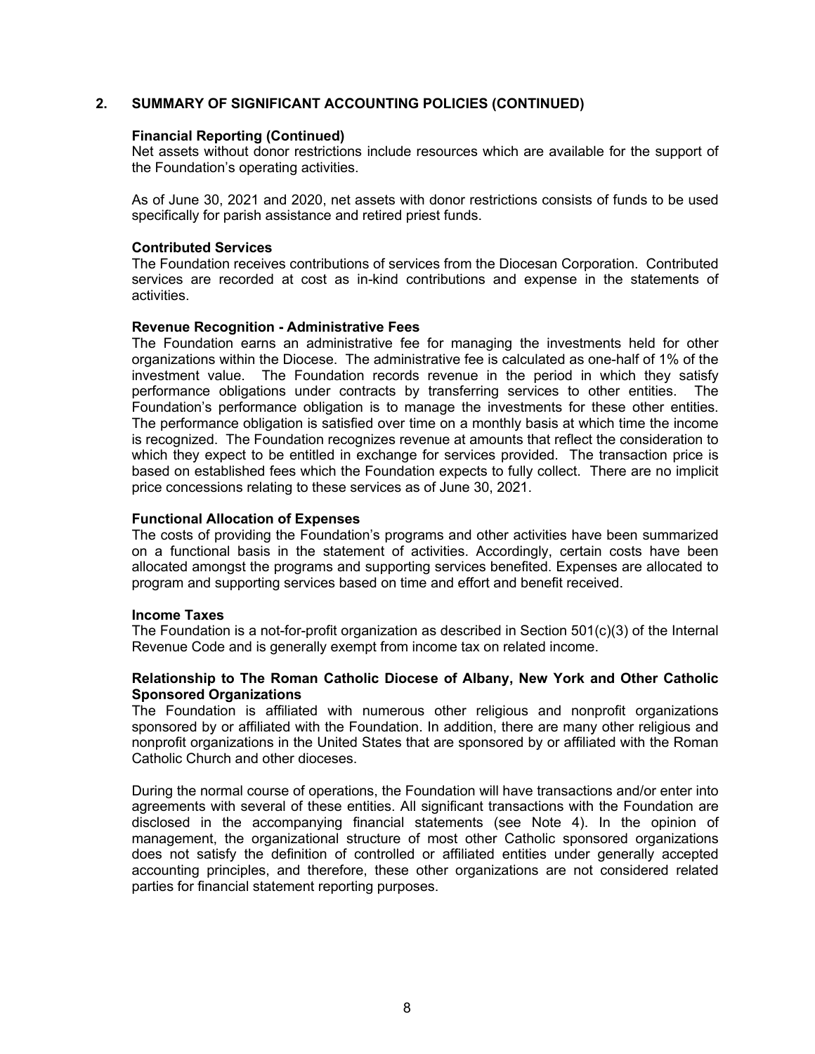## 2. SUMMARY OF SIGNIFICANT ACCOUNTING POLICIES (CONTINUED)

**Financial Reporting (Continued)**
Net assets without donor restrictions include resources which are available for the support of the Foundation's operating activities.

As of June 30, 2021 and 2020, net assets with donor restrictions consists of funds to be used specifically for parish assistance and retired priest funds.

**Contributed Services**
The Foundation receives contributions of services from the Diocesan Corporation. Contributed services are recorded at cost as in-kind contributions and expense in the statements of activities.

**Revenue Recognition - Administrative Fees**
The Foundation earns an administrative fee for managing the investments held for other organizations within the Diocese. The administrative fee is calculated as one-half of 1% of the investment value. The Foundation records revenue in the period in which they satisfy performance obligations under contracts by transferring services to other entities. The Foundation's performance obligation is to manage the investments for these other entities. The performance obligation is satisfied over time on a monthly basis at which time the income is recognized. The Foundation recognizes revenue at amounts that reflect the consideration to which they expect to be entitled in exchange for services provided. The transaction price is based on established fees which the Foundation expects to fully collect. There are no implicit price concessions relating to these services as of June 30, 2021.

**Functional Allocation of Expenses**
The costs of providing the Foundation's programs and other activities have been summarized on a functional basis in the statement of activities. Accordingly, certain costs have been allocated amongst the programs and supporting services benefited. Expenses are allocated to program and supporting services based on time and effort and benefit received.

**Income Taxes**
The Foundation is a not-for-profit organization as described in Section 501(c)(3) of the Internal Revenue Code and is generally exempt from income tax on related income.

**Relationship to The Roman Catholic Diocese of Albany, New York and Other Catholic Sponsored Organizations**
The Foundation is affiliated with numerous other religious and nonprofit organizations sponsored by or affiliated with the Foundation. In addition, there are many other religious and nonprofit organizations in the United States that are sponsored by or affiliated with the Roman Catholic Church and other dioceses.

During the normal course of operations, the Foundation will have transactions and/or enter into agreements with several of these entities. All significant transactions with the Foundation are disclosed in the accompanying financial statements (see Note 4). In the opinion of management, the organizational structure of most other Catholic sponsored organizations does not satisfy the definition of controlled or affiliated entities under generally accepted accounting principles, and therefore, these other organizations are not considered related parties for financial statement reporting purposes.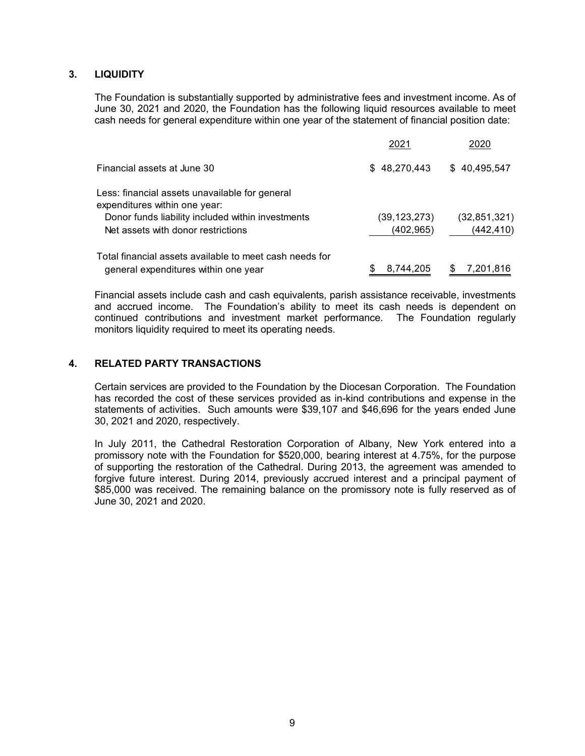## 3. LIQUIDITY

The Foundation is substantially supported by administrative fees and investment income. As of June 30, 2021 and 2020, the Foundation has the following liquid resources available to meet cash needs for general expenditure within one year of the statement of financial position date:

| | 2021 | 2020 |
|---|---|---|
| Financial assets at June 30 | $ 48,270,443 | $ 40,495,547 |
| Less: financial assets unavailable for general expenditures within one year: | | |
| Donor funds liability included within investments | (39,123,273) | (32,851,321) |
| Net assets with donor restrictions | (402,965) | (442,410) |
| Total financial assets available to meet cash needs for general expenditures within one year | $ 8,744,205 | $ 7,201,816 |

Financial assets include cash and cash equivalents, parish assistance receivable, investments and accrued income. The Foundation's ability to meet its cash needs is dependent on continued contributions and investment market performance. The Foundation regularly monitors liquidity required to meet its operating needs.

## 4. RELATED PARTY TRANSACTIONS

Certain services are provided to the Foundation by the Diocesan Corporation. The Foundation has recorded the cost of these services provided as in-kind contributions and expense in the statements of activities. Such amounts were $39,107 and $46,696 for the years ended June 30, 2021 and 2020, respectively.

In July 2011, the Cathedral Restoration Corporation of Albany, New York entered into a promissory note with the Foundation for $520,000, bearing interest at 4.75%, for the purpose of supporting the restoration of the Cathedral. During 2013, the agreement was amended to forgive future interest. During 2014, previously accrued interest and a principal payment of $85,000 was received. The remaining balance on the promissory note is fully reserved as of June 30, 2021 and 2020.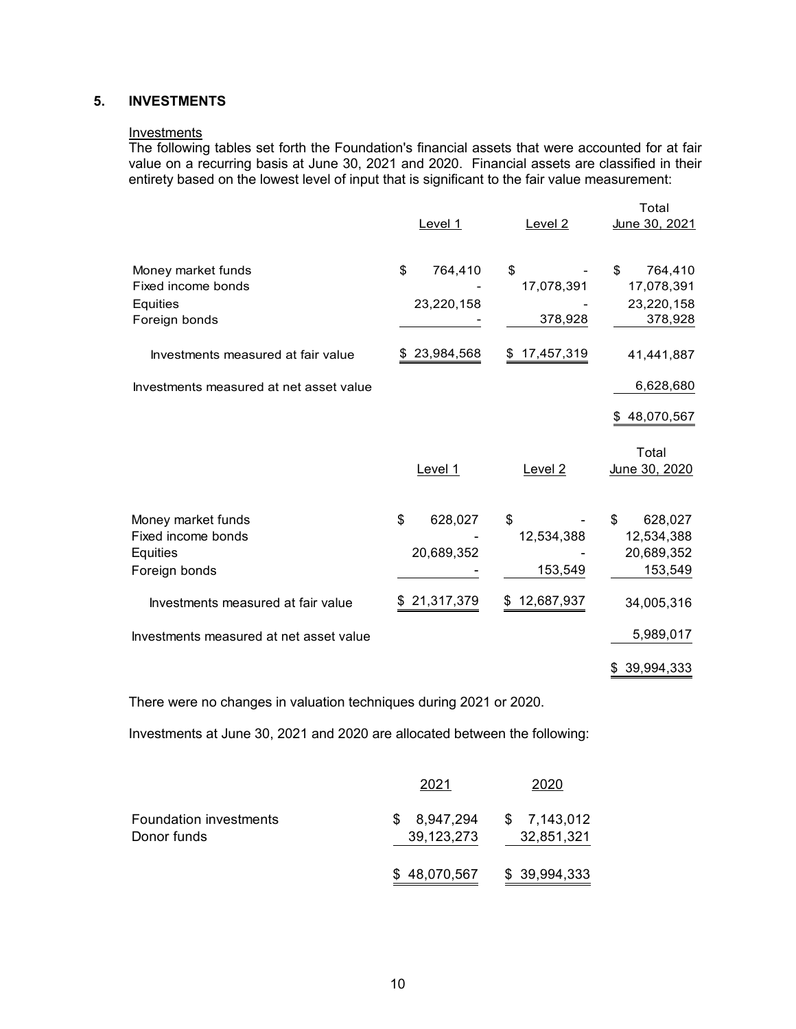## 5. INVESTMENTS

Investments

The following tables set forth the Foundation's financial assets that were accounted for at fair value on a recurring basis at June 30, 2021 and 2020. Financial assets are classified in their entirety based on the lowest level of input that is significant to the fair value measurement:

| | Level 1 | Level 2 | Total June 30, 2021 |
|---|---|---|---|
| Money market funds | $ 764,410 | $ - | $ 764,410 |
| Fixed income bonds | - | 17,078,391 | 17,078,391 |
| Equities | 23,220,158 | - | 23,220,158 |
| Foreign bonds | - | 378,928 | 378,928 |
| Investments measured at fair value | $ 23,984,568 | $ 17,457,319 | 41,441,887 |
| Investments measured at net asset value | | | 6,628,680 |
| | | | $ 48,070,567 |

| | Level 1 | Level 2 | Total June 30, 2020 |
|---|---|---|---|
| Money market funds | $ 628,027 | $ - | $ 628,027 |
| Fixed income bonds | - | 12,534,388 | 12,534,388 |
| Equities | 20,689,352 | - | 20,689,352 |
| Foreign bonds | - | 153,549 | 153,549 |
| Investments measured at fair value | $ 21,317,379 | $ 12,687,937 | 34,005,316 |
| Investments measured at net asset value | | | 5,989,017 |
| | | | $ 39,994,333 |

There were no changes in valuation techniques during 2021 or 2020.

Investments at June 30, 2021 and 2020 are allocated between the following:

| | 2021 | 2020 |
|---|---|---|
| Foundation investments | $ 8,947,294 | $ 7,143,012 |
| Donor funds | 39,123,273 | 32,851,321 |
| | $ 48,070,567 | $ 39,994,333 |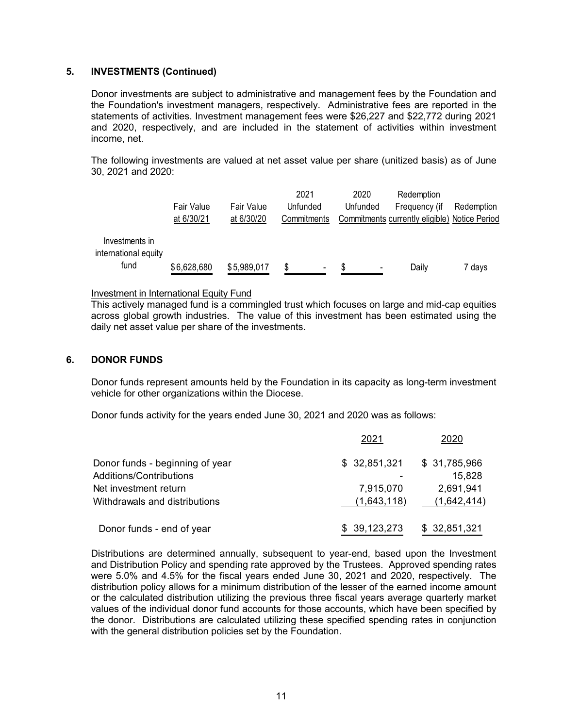## 5. INVESTMENTS (Continued)

Donor investments are subject to administrative and management fees by the Foundation and the Foundation's investment managers, respectively. Administrative fees are reported in the statements of activities. Investment management fees were $26,227 and $22,772 during 2021 and 2020, respectively, and are included in the statement of activities within investment income, net.

The following investments are valued at net asset value per share (unitized basis) as of June 30, 2021 and 2020:

| | Fair Value at 6/30/21 | Fair Value at 6/30/20 | 2021 Unfunded Commitments | 2020 Unfunded Commitments | Redemption Frequency (if currently eligible) | Redemption Notice Period |
|---|---|---|---|---|---|---|
| Investments in international equity fund | $6,628,680 | $5,989,017 | $ - | $ - | Daily | 7 days |

Investment in International Equity Fund

This actively managed fund is a commingled trust which focuses on large and mid-cap equities across global growth industries. The value of this investment has been estimated using the daily net asset value per share of the investments.

## 6. DONOR FUNDS

Donor funds represent amounts held by the Foundation in its capacity as long-term investment vehicle for other organizations within the Diocese.

Donor funds activity for the years ended June 30, 2021 and 2020 was as follows:

| | 2021 | 2020 |
|---|---|---|
| Donor funds - beginning of year | $ 32,851,321 | $ 31,785,966 |
| Additions/Contributions | - | 15,828 |
| Net investment return | 7,915,070 | 2,691,941 |
| Withdrawals and distributions | (1,643,118) | (1,642,414) |
| Donor funds - end of year | $ 39,123,273 | $ 32,851,321 |

Distributions are determined annually, subsequent to year-end, based upon the Investment and Distribution Policy and spending rate approved by the Trustees. Approved spending rates were 5.0% and 4.5% for the fiscal years ended June 30, 2021 and 2020, respectively. The distribution policy allows for a minimum distribution of the lesser of the earned income amount or the calculated distribution utilizing the previous three fiscal years average quarterly market values of the individual donor fund accounts for those accounts, which have been specified by the donor. Distributions are calculated utilizing these specified spending rates in conjunction with the general distribution policies set by the Foundation.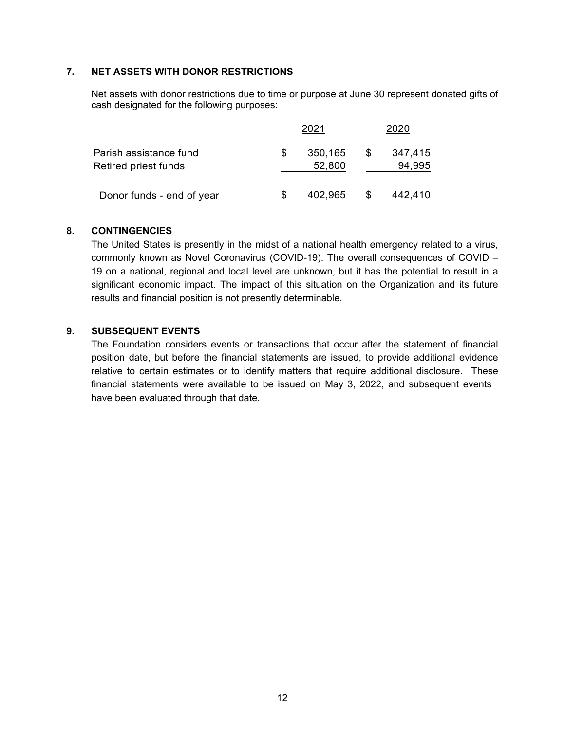## 7. NET ASSETS WITH DONOR RESTRICTIONS

Net assets with donor restrictions due to time or purpose at June 30 represent donated gifts of cash designated for the following purposes:

| | 2021 | 2020 |
|---|---|---|
| Parish assistance fund | $ 350,165 | $ 347,415 |
| Retired priest funds | 52,800 | 94,995 |
| Donor funds - end of year | $ 402,965 | $ 442,410 |

## 8. CONTINGENCIES

The United States is presently in the midst of a national health emergency related to a virus, commonly known as Novel Coronavirus (COVID-19). The overall consequences of COVID – 19 on a national, regional and local level are unknown, but it has the potential to result in a significant economic impact. The impact of this situation on the Organization and its future results and financial position is not presently determinable.

## 9. SUBSEQUENT EVENTS

The Foundation considers events or transactions that occur after the statement of financial position date, but before the financial statements are issued, to provide additional evidence relative to certain estimates or to identify matters that require additional disclosure. These financial statements were available to be issued on May 3, 2022, and subsequent events have been evaluated through that date.